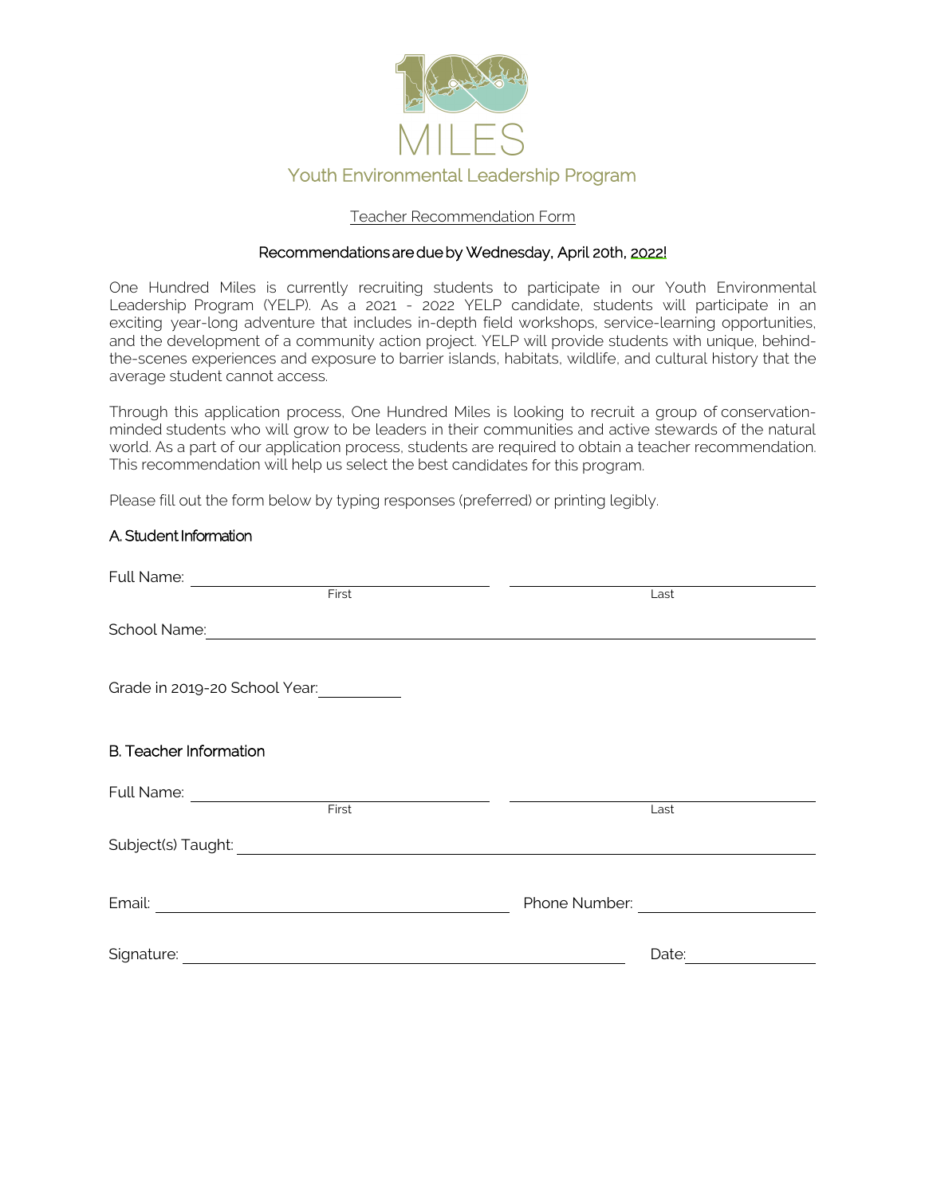MILES

Youth Environmental Leadership Program

Teacher Recommendation Form

**Recommendations are due by Wednesday, April 20th, 2022!**

One Hundred Miles is currently recruiting students to participate in our Youth Environmental Leadership Program (YELP). As a 2021 - 2022 YELP candidate, students will participate in an exciting year-long adventure that includes in-depth field workshops, service-learning opportunities, and the development of a community action project. YELP will provide students with unique, behind-the-scenes experiences and exposure to barrier islands, habitats, wildlife, and cultural history that the average student cannot access.

Through this application process, One Hundred Miles is looking to recruit a group of conservation-minded students who will grow to be leaders in their communities and active stewards of the natural world. As a part of our application process, students are required to obtain a teacher recommendation. This recommendation will help us select the best candidates for this program.

Please fill out the form below by typing responses (preferred) or printing legibly.

## A. Student Information

Full Name: ______________________ ______________________
First Last

School Name: ______________________

Grade in 2019-20 School Year: __________

## B. Teacher Information

Full Name: ______________________ ______________________
First Last

Subject(s) Taught: ______________________

Email: ______________________ Phone Number: ______________________

Signature: ______________________ Date: __________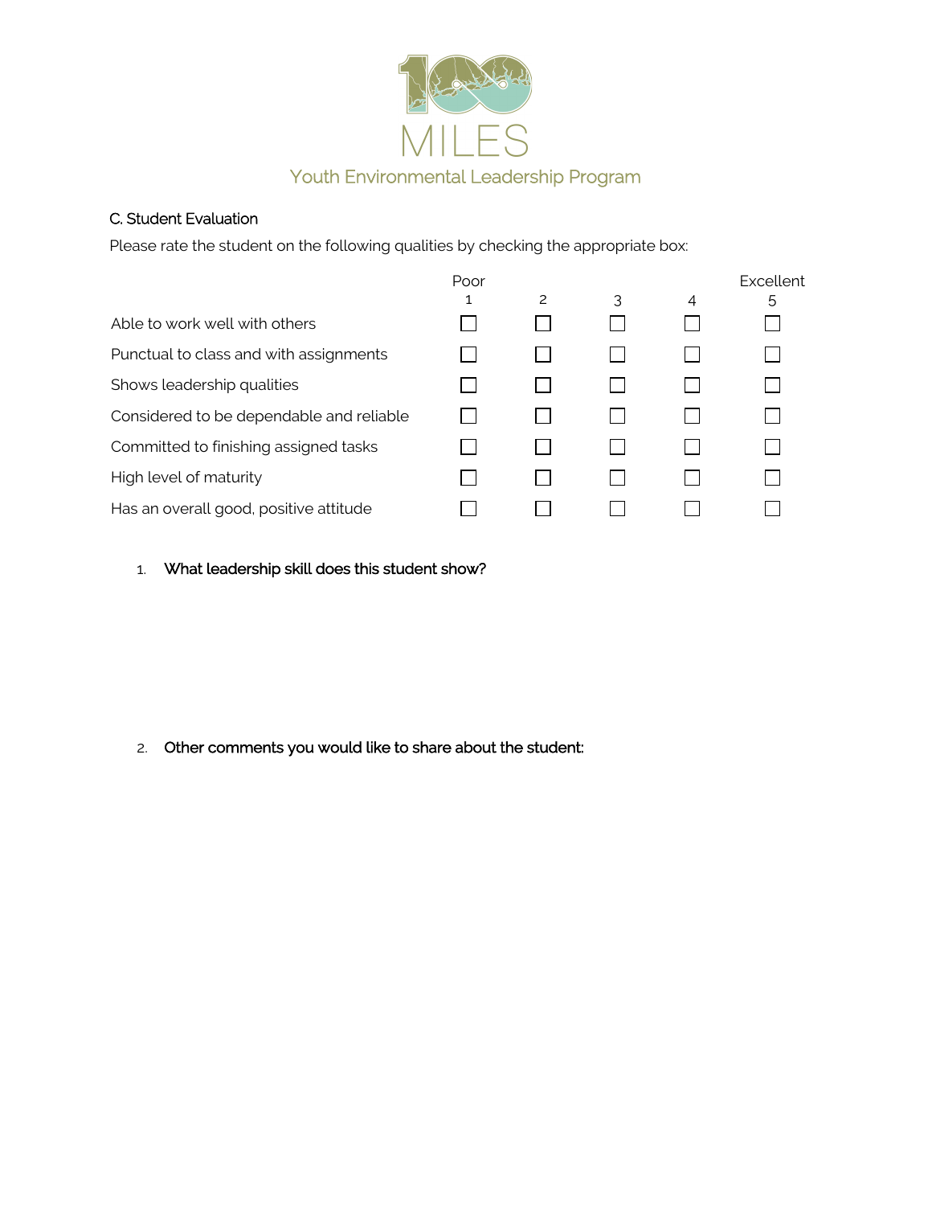100 MILES

Youth Environmental Leadership Program

C. Student Evaluation

Please rate the student on the following qualities by checking the appropriate box:

| | Poor 1 | 2 | 3 | 4 | Excellent 5 |
|---|---|---|---|---|---|
| Able to work well with others | ☐ | ☐ | ☐ | ☐ | ☐ |
| Punctual to class and with assignments | ☐ | ☐ | ☐ | ☐ | ☐ |
| Shows leadership qualities | ☐ | ☐ | ☐ | ☐ | ☐ |
| Considered to be dependable and reliable | ☐ | ☐ | ☐ | ☐ | ☐ |
| Committed to finishing assigned tasks | ☐ | ☐ | ☐ | ☐ | ☐ |
| High level of maturity | ☐ | ☐ | ☐ | ☐ | ☐ |
| Has an overall good, positive attitude | ☐ | ☐ | ☐ | ☐ | ☐ |

1. What leadership skill does this student show?

2. Other comments you would like to share about the student: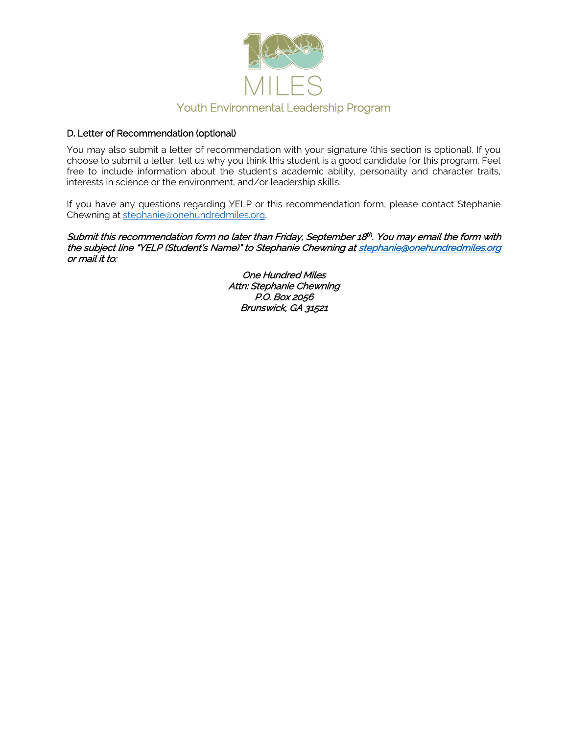100 MILES

Youth Environmental Leadership Program

### D. Letter of Recommendation (optional)

You may also submit a letter of recommendation with your signature (this section is optional). If you choose to submit a letter, tell us why you think this student is a good candidate for this program. Feel free to include information about the student's academic ability, personality and character traits, interests in science or the environment, and/or leadership skills.

If you have any questions regarding YELP or this recommendation form, please contact Stephanie Chewning at stephanie@onehundredmiles.org.

*Submit this recommendation form no later than Friday, September 18th. You may email the form with the subject line "YELP (Student's Name)" to Stephanie Chewning at stephanie@onehundredmiles.org or mail it to:*

*One Hundred Miles*
*Attn: Stephanie Chewning*
*P.O. Box 2056*
*Brunswick, GA 31521*